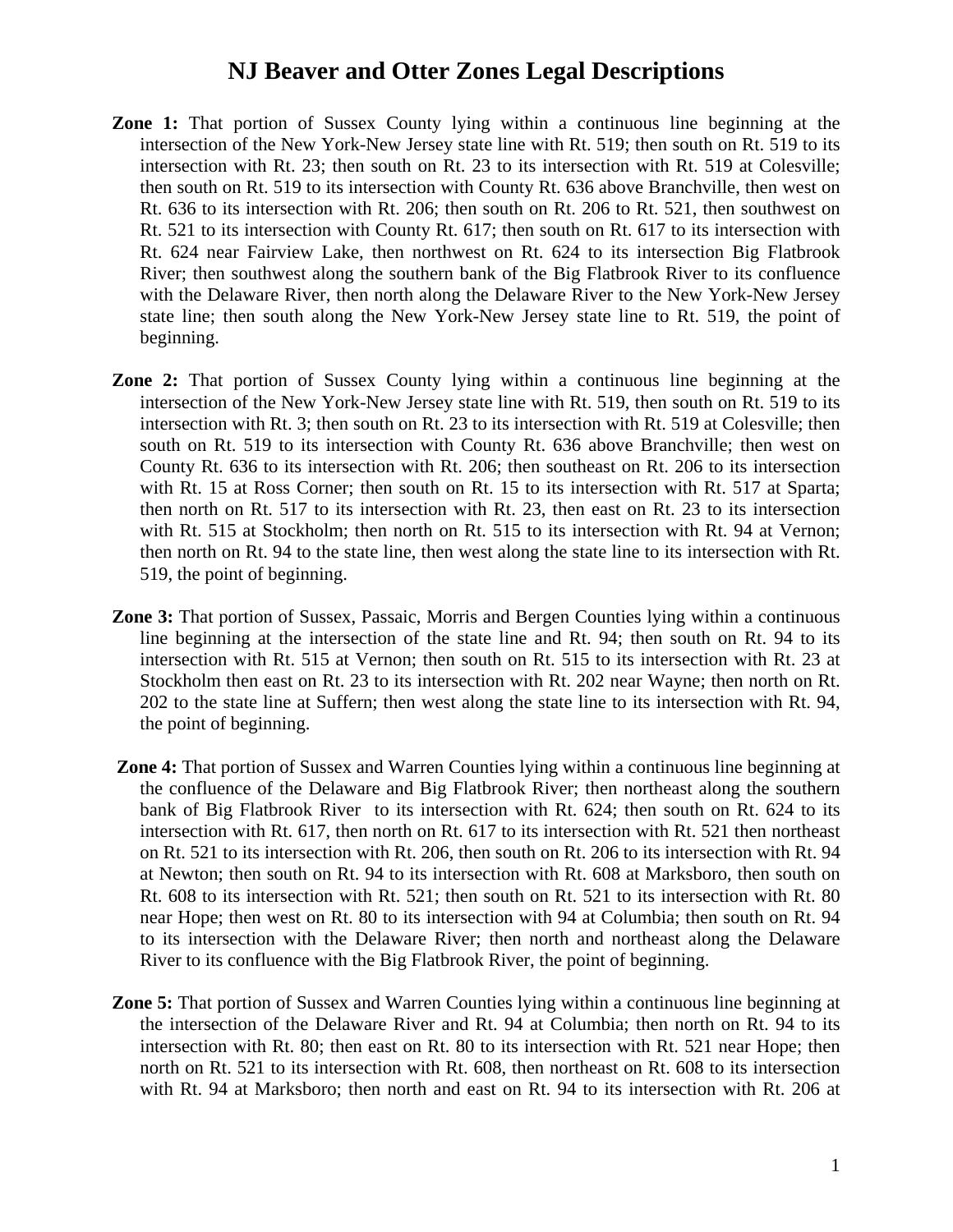# NJ Beaver and Otter Zones Legal Descriptions

**Zone 1:** That portion of Sussex County lying within a continuous line beginning at the intersection of the New York-New Jersey state line with Rt. 519; then south on Rt. 519 to its intersection with Rt. 23; then south on Rt. 23 to its intersection with Rt. 519 at Colesville; then south on Rt. 519 to its intersection with County Rt. 636 above Branchville, then west on Rt. 636 to its intersection with Rt. 206; then south on Rt. 206 to Rt. 521, then southwest on Rt. 521 to its intersection with County Rt. 617; then south on Rt. 617 to its intersection with Rt. 624 near Fairview Lake, then northwest on Rt. 624 to its intersection Big Flatbrook River; then southwest along the southern bank of the Big Flatbrook River to its confluence with the Delaware River, then north along the Delaware River to the New York-New Jersey state line; then south along the New York-New Jersey state line to Rt. 519, the point of beginning.

**Zone 2:** That portion of Sussex County lying within a continuous line beginning at the intersection of the New York-New Jersey state line with Rt. 519, then south on Rt. 519 to its intersection with Rt. 3; then south on Rt. 23 to its intersection with Rt. 519 at Colesville; then south on Rt. 519 to its intersection with County Rt. 636 above Branchville; then west on County Rt. 636 to its intersection with Rt. 206; then southeast on Rt. 206 to its intersection with Rt. 15 at Ross Corner; then south on Rt. 15 to its intersection with Rt. 517 at Sparta; then north on Rt. 517 to its intersection with Rt. 23, then east on Rt. 23 to its intersection with Rt. 515 at Stockholm; then north on Rt. 515 to its intersection with Rt. 94 at Vernon; then north on Rt. 94 to the state line, then west along the state line to its intersection with Rt. 519, the point of beginning.

**Zone 3:** That portion of Sussex, Passaic, Morris and Bergen Counties lying within a continuous line beginning at the intersection of the state line and Rt. 94; then south on Rt. 94 to its intersection with Rt. 515 at Vernon; then south on Rt. 515 to its intersection with Rt. 23 at Stockholm then east on Rt. 23 to its intersection with Rt. 202 near Wayne; then north on Rt. 202 to the state line at Suffern; then west along the state line to its intersection with Rt. 94, the point of beginning.

**Zone 4:** That portion of Sussex and Warren Counties lying within a continuous line beginning at the confluence of the Delaware and Big Flatbrook River; then northeast along the southern bank of Big Flatbrook River to its intersection with Rt. 624; then south on Rt. 624 to its intersection with Rt. 617, then north on Rt. 617 to its intersection with Rt. 521 then northeast on Rt. 521 to its intersection with Rt. 206, then south on Rt. 206 to its intersection with Rt. 94 at Newton; then south on Rt. 94 to its intersection with Rt. 608 at Marksboro, then south on Rt. 608 to its intersection with Rt. 521; then south on Rt. 521 to its intersection with Rt. 80 near Hope; then west on Rt. 80 to its intersection with 94 at Columbia; then south on Rt. 94 to its intersection with the Delaware River; then north and northeast along the Delaware River to its confluence with the Big Flatbrook River, the point of beginning.

**Zone 5:** That portion of Sussex and Warren Counties lying within a continuous line beginning at the intersection of the Delaware River and Rt. 94 at Columbia; then north on Rt. 94 to its intersection with Rt. 80; then east on Rt. 80 to its intersection with Rt. 521 near Hope; then north on Rt. 521 to its intersection with Rt. 608, then northeast on Rt. 608 to its intersection with Rt. 94 at Marksboro; then north and east on Rt. 94 to its intersection with Rt. 206 at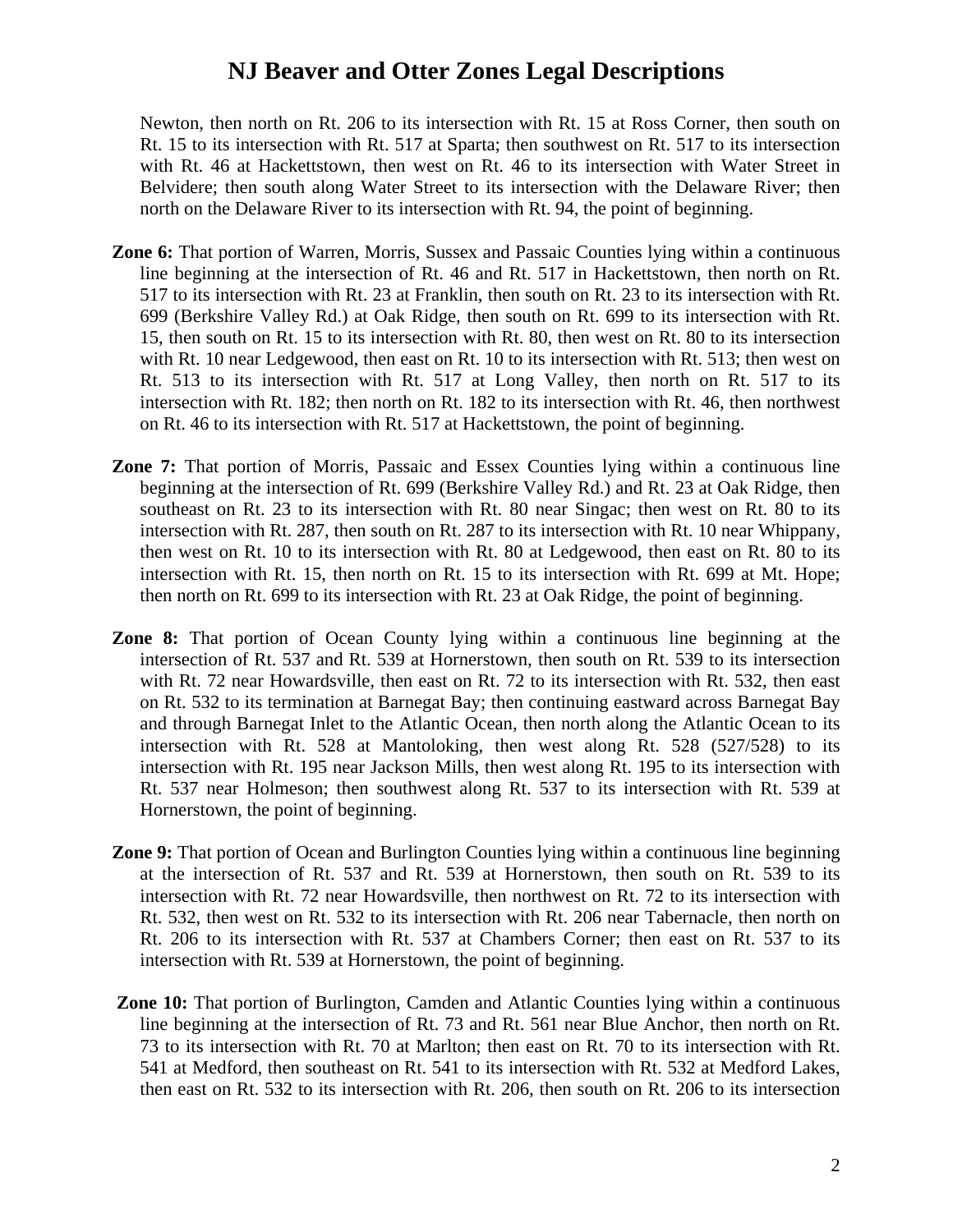Newton, then north on Rt. 206 to its intersection with Rt. 15 at Ross Corner, then south on Rt. 15 to its intersection with Rt. 517 at Sparta; then southwest on Rt. 517 to its intersection with Rt. 46 at Hackettstown, then west on Rt. 46 to its intersection with Water Street in Belvidere; then south along Water Street to its intersection with the Delaware River; then north on the Delaware River to its intersection with Rt. 94, the point of beginning.

**Zone 6:** That portion of Warren, Morris, Sussex and Passaic Counties lying within a continuous line beginning at the intersection of Rt. 46 and Rt. 517 in Hackettstown, then north on Rt. 517 to its intersection with Rt. 23 at Franklin, then south on Rt. 23 to its intersection with Rt. 699 (Berkshire Valley Rd.) at Oak Ridge, then south on Rt. 699 to its intersection with Rt. 15, then south on Rt. 15 to its intersection with Rt. 80, then west on Rt. 80 to its intersection with Rt. 10 near Ledgewood, then east on Rt. 10 to its intersection with Rt. 513; then west on Rt. 513 to its intersection with Rt. 517 at Long Valley, then north on Rt. 517 to its intersection with Rt. 182; then north on Rt. 182 to its intersection with Rt. 46, then northwest on Rt. 46 to its intersection with Rt. 517 at Hackettstown, the point of beginning.

**Zone 7:** That portion of Morris, Passaic and Essex Counties lying within a continuous line beginning at the intersection of Rt. 699 (Berkshire Valley Rd.) and Rt. 23 at Oak Ridge, then southeast on Rt. 23 to its intersection with Rt. 80 near Singac; then west on Rt. 80 to its intersection with Rt. 287, then south on Rt. 287 to its intersection with Rt. 10 near Whippany, then west on Rt. 10 to its intersection with Rt. 80 at Ledgewood, then east on Rt. 80 to its intersection with Rt. 15, then north on Rt. 15 to its intersection with Rt. 699 at Mt. Hope; then north on Rt. 699 to its intersection with Rt. 23 at Oak Ridge, the point of beginning.

**Zone 8:** That portion of Ocean County lying within a continuous line beginning at the intersection of Rt. 537 and Rt. 539 at Hornerstown, then south on Rt. 539 to its intersection with Rt. 72 near Howardsville, then east on Rt. 72 to its intersection with Rt. 532, then east on Rt. 532 to its termination at Barnegat Bay; then continuing eastward across Barnegat Bay and through Barnegat Inlet to the Atlantic Ocean, then north along the Atlantic Ocean to its intersection with Rt. 528 at Mantoloking, then west along Rt. 528 (527/528) to its intersection with Rt. 195 near Jackson Mills, then west along Rt. 195 to its intersection with Rt. 537 near Holmeson; then southwest along Rt. 537 to its intersection with Rt. 539 at Hornerstown, the point of beginning.

**Zone 9:** That portion of Ocean and Burlington Counties lying within a continuous line beginning at the intersection of Rt. 537 and Rt. 539 at Hornerstown, then south on Rt. 539 to its intersection with Rt. 72 near Howardsville, then northwest on Rt. 72 to its intersection with Rt. 532, then west on Rt. 532 to its intersection with Rt. 206 near Tabernacle, then north on Rt. 206 to its intersection with Rt. 537 at Chambers Corner; then east on Rt. 537 to its intersection with Rt. 539 at Hornerstown, the point of beginning.

**Zone 10:** That portion of Burlington, Camden and Atlantic Counties lying within a continuous line beginning at the intersection of Rt. 73 and Rt. 561 near Blue Anchor, then north on Rt. 73 to its intersection with Rt. 70 at Marlton; then east on Rt. 70 to its intersection with Rt. 541 at Medford, then southeast on Rt. 541 to its intersection with Rt. 532 at Medford Lakes, then east on Rt. 532 to its intersection with Rt. 206, then south on Rt. 206 to its intersection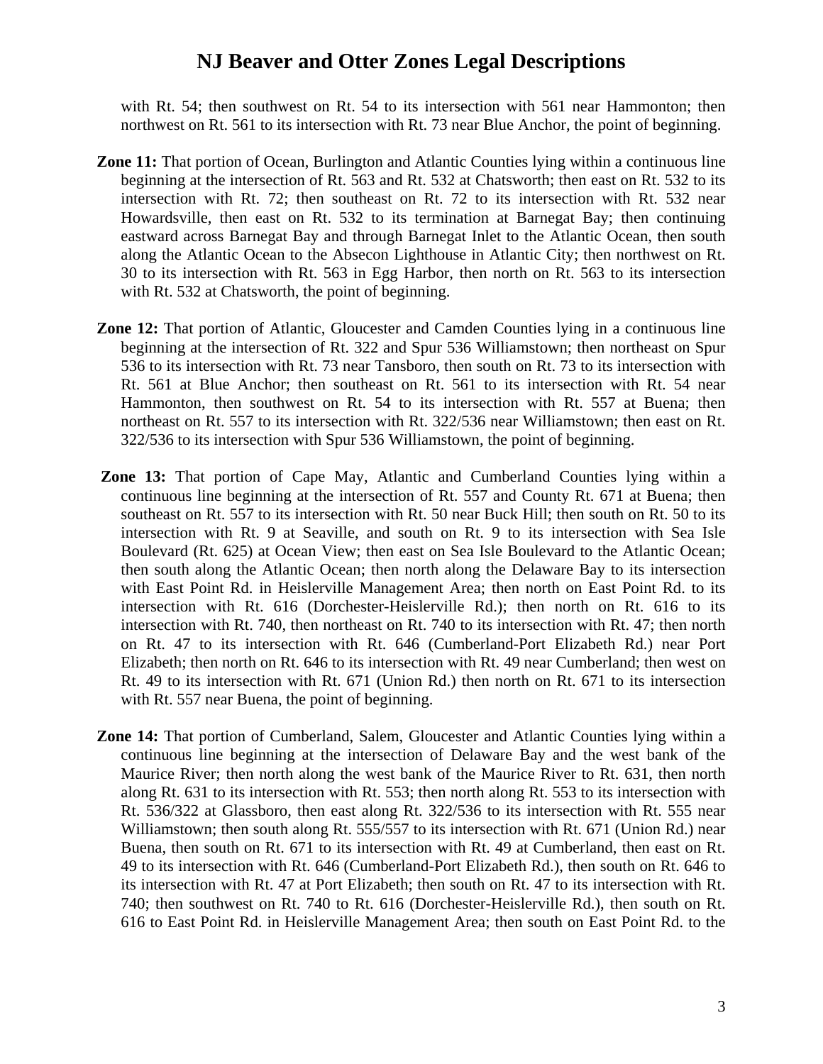with Rt. 54; then southwest on Rt. 54 to its intersection with 561 near Hammonton; then northwest on Rt. 561 to its intersection with Rt. 73 near Blue Anchor, the point of beginning.

**Zone 11:** That portion of Ocean, Burlington and Atlantic Counties lying within a continuous line beginning at the intersection of Rt. 563 and Rt. 532 at Chatsworth; then east on Rt. 532 to its intersection with Rt. 72; then southeast on Rt. 72 to its intersection with Rt. 532 near Howardsville, then east on Rt. 532 to its termination at Barnegat Bay; then continuing eastward across Barnegat Bay and through Barnegat Inlet to the Atlantic Ocean, then south along the Atlantic Ocean to the Absecon Lighthouse in Atlantic City; then northwest on Rt. 30 to its intersection with Rt. 563 in Egg Harbor, then north on Rt. 563 to its intersection with Rt. 532 at Chatsworth, the point of beginning.

**Zone 12:** That portion of Atlantic, Gloucester and Camden Counties lying in a continuous line beginning at the intersection of Rt. 322 and Spur 536 Williamstown; then northeast on Spur 536 to its intersection with Rt. 73 near Tansboro, then south on Rt. 73 to its intersection with Rt. 561 at Blue Anchor; then southeast on Rt. 561 to its intersection with Rt. 54 near Hammonton, then southwest on Rt. 54 to its intersection with Rt. 557 at Buena; then northeast on Rt. 557 to its intersection with Rt. 322/536 near Williamstown; then east on Rt. 322/536 to its intersection with Spur 536 Williamstown, the point of beginning.

**Zone 13:** That portion of Cape May, Atlantic and Cumberland Counties lying within a continuous line beginning at the intersection of Rt. 557 and County Rt. 671 at Buena; then southeast on Rt. 557 to its intersection with Rt. 50 near Buck Hill; then south on Rt. 50 to its intersection with Rt. 9 at Seaville, and south on Rt. 9 to its intersection with Sea Isle Boulevard (Rt. 625) at Ocean View; then east on Sea Isle Boulevard to the Atlantic Ocean; then south along the Atlantic Ocean; then north along the Delaware Bay to its intersection with East Point Rd. in Heislerville Management Area; then north on East Point Rd. to its intersection with Rt. 616 (Dorchester-Heislerville Rd.); then north on Rt. 616 to its intersection with Rt. 740, then northeast on Rt. 740 to its intersection with Rt. 47; then north on Rt. 47 to its intersection with Rt. 646 (Cumberland-Port Elizabeth Rd.) near Port Elizabeth; then north on Rt. 646 to its intersection with Rt. 49 near Cumberland; then west on Rt. 49 to its intersection with Rt. 671 (Union Rd.) then north on Rt. 671 to its intersection with Rt. 557 near Buena, the point of beginning.

**Zone 14:** That portion of Cumberland, Salem, Gloucester and Atlantic Counties lying within a continuous line beginning at the intersection of Delaware Bay and the west bank of the Maurice River; then north along the west bank of the Maurice River to Rt. 631, then north along Rt. 631 to its intersection with Rt. 553; then north along Rt. 553 to its intersection with Rt. 536/322 at Glassboro, then east along Rt. 322/536 to its intersection with Rt. 555 near Williamstown; then south along Rt. 555/557 to its intersection with Rt. 671 (Union Rd.) near Buena, then south on Rt. 671 to its intersection with Rt. 49 at Cumberland, then east on Rt. 49 to its intersection with Rt. 646 (Cumberland-Port Elizabeth Rd.), then south on Rt. 646 to its intersection with Rt. 47 at Port Elizabeth; then south on Rt. 47 to its intersection with Rt. 740; then southwest on Rt. 740 to Rt. 616 (Dorchester-Heislerville Rd.), then south on Rt. 616 to East Point Rd. in Heislerville Management Area; then south on East Point Rd. to the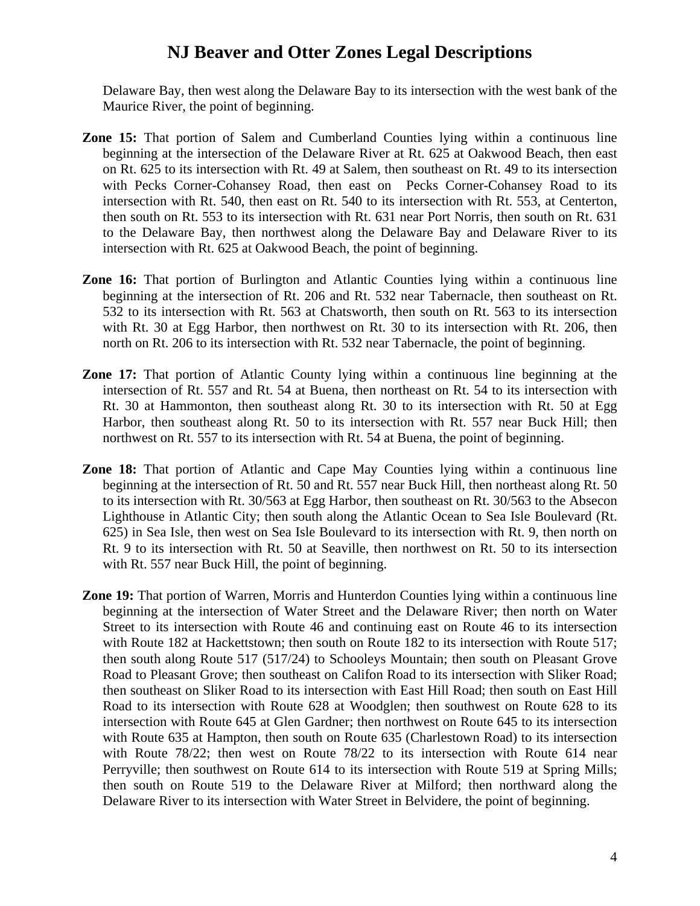Delaware Bay, then west along the Delaware Bay to its intersection with the west bank of the Maurice River, the point of beginning.

**Zone 15:** That portion of Salem and Cumberland Counties lying within a continuous line beginning at the intersection of the Delaware River at Rt. 625 at Oakwood Beach, then east on Rt. 625 to its intersection with Rt. 49 at Salem, then southeast on Rt. 49 to its intersection with Pecks Corner-Cohansey Road, then east on Pecks Corner-Cohansey Road to its intersection with Rt. 540, then east on Rt. 540 to its intersection with Rt. 553, at Centerton, then south on Rt. 553 to its intersection with Rt. 631 near Port Norris, then south on Rt. 631 to the Delaware Bay, then northwest along the Delaware Bay and Delaware River to its intersection with Rt. 625 at Oakwood Beach, the point of beginning.

**Zone 16:** That portion of Burlington and Atlantic Counties lying within a continuous line beginning at the intersection of Rt. 206 and Rt. 532 near Tabernacle, then southeast on Rt. 532 to its intersection with Rt. 563 at Chatsworth, then south on Rt. 563 to its intersection with Rt. 30 at Egg Harbor, then northwest on Rt. 30 to its intersection with Rt. 206, then north on Rt. 206 to its intersection with Rt. 532 near Tabernacle, the point of beginning.

**Zone 17:** That portion of Atlantic County lying within a continuous line beginning at the intersection of Rt. 557 and Rt. 54 at Buena, then northeast on Rt. 54 to its intersection with Rt. 30 at Hammonton, then southeast along Rt. 30 to its intersection with Rt. 50 at Egg Harbor, then southeast along Rt. 50 to its intersection with Rt. 557 near Buck Hill; then northwest on Rt. 557 to its intersection with Rt. 54 at Buena, the point of beginning.

**Zone 18:** That portion of Atlantic and Cape May Counties lying within a continuous line beginning at the intersection of Rt. 50 and Rt. 557 near Buck Hill, then northeast along Rt. 50 to its intersection with Rt. 30/563 at Egg Harbor, then southeast on Rt. 30/563 to the Absecon Lighthouse in Atlantic City; then south along the Atlantic Ocean to Sea Isle Boulevard (Rt. 625) in Sea Isle, then west on Sea Isle Boulevard to its intersection with Rt. 9, then north on Rt. 9 to its intersection with Rt. 50 at Seaville, then northwest on Rt. 50 to its intersection with Rt. 557 near Buck Hill, the point of beginning.

**Zone 19:** That portion of Warren, Morris and Hunterdon Counties lying within a continuous line beginning at the intersection of Water Street and the Delaware River; then north on Water Street to its intersection with Route 46 and continuing east on Route 46 to its intersection with Route 182 at Hackettstown; then south on Route 182 to its intersection with Route 517; then south along Route 517 (517/24) to Schooleys Mountain; then south on Pleasant Grove Road to Pleasant Grove; then southeast on Califon Road to its intersection with Sliker Road; then southeast on Sliker Road to its intersection with East Hill Road; then south on East Hill Road to its intersection with Route 628 at Woodglen; then southwest on Route 628 to its intersection with Route 645 at Glen Gardner; then northwest on Route 645 to its intersection with Route 635 at Hampton, then south on Route 635 (Charlestown Road) to its intersection with Route 78/22; then west on Route 78/22 to its intersection with Route 614 near Perryville; then southwest on Route 614 to its intersection with Route 519 at Spring Mills; then south on Route 519 to the Delaware River at Milford; then northward along the Delaware River to its intersection with Water Street in Belvidere, the point of beginning.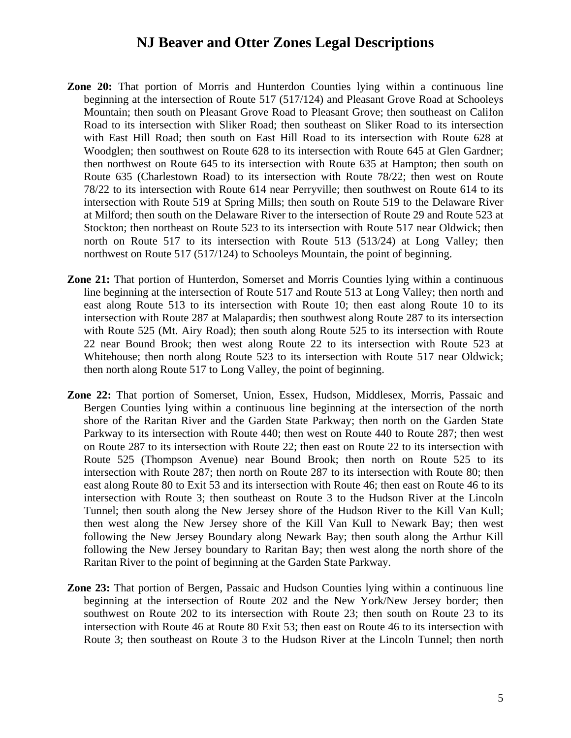# NJ Beaver and Otter Zones Legal Descriptions

- **Zone 20:** That portion of Morris and Hunterdon Counties lying within a continuous line beginning at the intersection of Route 517 (517/124) and Pleasant Grove Road at Schooleys Mountain; then south on Pleasant Grove Road to Pleasant Grove; then southeast on Califon Road to its intersection with Sliker Road; then southeast on Sliker Road to its intersection with East Hill Road; then south on East Hill Road to its intersection with Route 628 at Woodglen; then southwest on Route 628 to its intersection with Route 645 at Glen Gardner; then northwest on Route 645 to its intersection with Route 635 at Hampton; then south on Route 635 (Charlestown Road) to its intersection with Route 78/22; then west on Route 78/22 to its intersection with Route 614 near Perryville; then southwest on Route 614 to its intersection with Route 519 at Spring Mills; then south on Route 519 to the Delaware River at Milford; then south on the Delaware River to the intersection of Route 29 and Route 523 at Stockton; then northeast on Route 523 to its intersection with Route 517 near Oldwick; then north on Route 517 to its intersection with Route 513 (513/24) at Long Valley; then northwest on Route 517 (517/124) to Schooleys Mountain, the point of beginning.

- **Zone 21:** That portion of Hunterdon, Somerset and Morris Counties lying within a continuous line beginning at the intersection of Route 517 and Route 513 at Long Valley; then north and east along Route 513 to its intersection with Route 10; then east along Route 10 to its intersection with Route 287 at Malapardis; then southwest along Route 287 to its intersection with Route 525 (Mt. Airy Road); then south along Route 525 to its intersection with Route 22 near Bound Brook; then west along Route 22 to its intersection with Route 523 at Whitehouse; then north along Route 523 to its intersection with Route 517 near Oldwick; then north along Route 517 to Long Valley, the point of beginning.

- **Zone 22:** That portion of Somerset, Union, Essex, Hudson, Middlesex, Morris, Passaic and Bergen Counties lying within a continuous line beginning at the intersection of the north shore of the Raritan River and the Garden State Parkway; then north on the Garden State Parkway to its intersection with Route 440; then west on Route 440 to Route 287; then west on Route 287 to its intersection with Route 22; then east on Route 22 to its intersection with Route 525 (Thompson Avenue) near Bound Brook; then north on Route 525 to its intersection with Route 287; then north on Route 287 to its intersection with Route 80; then east along Route 80 to Exit 53 and its intersection with Route 46; then east on Route 46 to its intersection with Route 3; then southeast on Route 3 to the Hudson River at the Lincoln Tunnel; then south along the New Jersey shore of the Hudson River to the Kill Van Kull; then west along the New Jersey shore of the Kill Van Kull to Newark Bay; then west following the New Jersey Boundary along Newark Bay; then south along the Arthur Kill following the New Jersey boundary to Raritan Bay; then west along the north shore of the Raritan River to the point of beginning at the Garden State Parkway.

- **Zone 23:** That portion of Bergen, Passaic and Hudson Counties lying within a continuous line beginning at the intersection of Route 202 and the New York/New Jersey border; then southwest on Route 202 to its intersection with Route 23; then south on Route 23 to its intersection with Route 46 at Route 80 Exit 53; then east on Route 46 to its intersection with Route 3; then southeast on Route 3 to the Hudson River at the Lincoln Tunnel; then north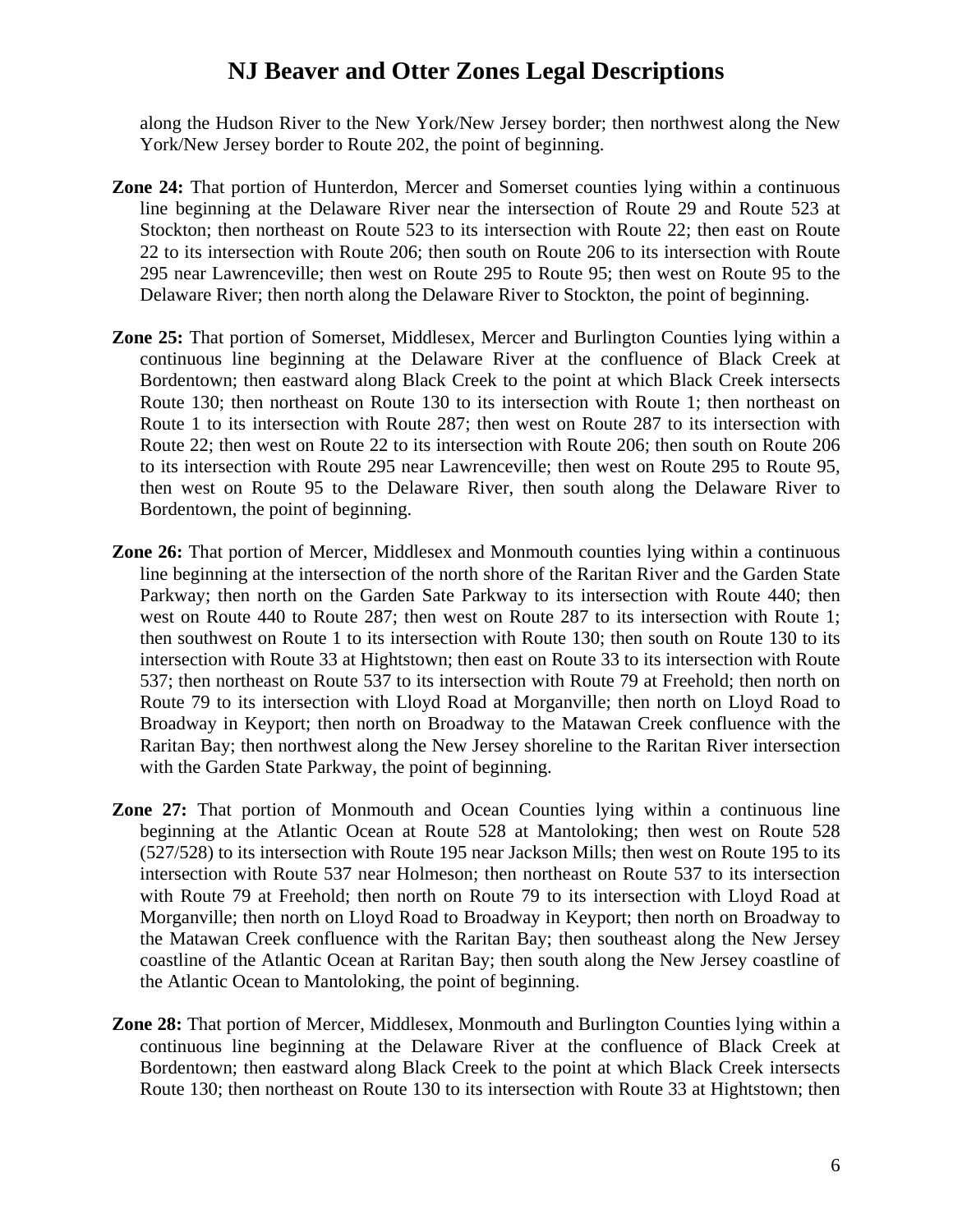along the Hudson River to the New York/New Jersey border; then northwest along the New York/New Jersey border to Route 202, the point of beginning.

**Zone 24:** That portion of Hunterdon, Mercer and Somerset counties lying within a continuous line beginning at the Delaware River near the intersection of Route 29 and Route 523 at Stockton; then northeast on Route 523 to its intersection with Route 22; then east on Route 22 to its intersection with Route 206; then south on Route 206 to its intersection with Route 295 near Lawrenceville; then west on Route 295 to Route 95; then west on Route 95 to the Delaware River; then north along the Delaware River to Stockton, the point of beginning.

**Zone 25:** That portion of Somerset, Middlesex, Mercer and Burlington Counties lying within a continuous line beginning at the Delaware River at the confluence of Black Creek at Bordentown; then eastward along Black Creek to the point at which Black Creek intersects Route 130; then northeast on Route 130 to its intersection with Route 1; then northeast on Route 1 to its intersection with Route 287; then west on Route 287 to its intersection with Route 22; then west on Route 22 to its intersection with Route 206; then south on Route 206 to its intersection with Route 295 near Lawrenceville; then west on Route 295 to Route 95, then west on Route 95 to the Delaware River, then south along the Delaware River to Bordentown, the point of beginning.

**Zone 26:** That portion of Mercer, Middlesex and Monmouth counties lying within a continuous line beginning at the intersection of the north shore of the Raritan River and the Garden State Parkway; then north on the Garden Sate Parkway to its intersection with Route 440; then west on Route 440 to Route 287; then west on Route 287 to its intersection with Route 1; then southwest on Route 1 to its intersection with Route 130; then south on Route 130 to its intersection with Route 33 at Hightstown; then east on Route 33 to its intersection with Route 537; then northeast on Route 537 to its intersection with Route 79 at Freehold; then north on Route 79 to its intersection with Lloyd Road at Morganville; then north on Lloyd Road to Broadway in Keyport; then north on Broadway to the Matawan Creek confluence with the Raritan Bay; then northwest along the New Jersey shoreline to the Raritan River intersection with the Garden State Parkway, the point of beginning.

**Zone 27:** That portion of Monmouth and Ocean Counties lying within a continuous line beginning at the Atlantic Ocean at Route 528 at Mantoloking; then west on Route 528 (527/528) to its intersection with Route 195 near Jackson Mills; then west on Route 195 to its intersection with Route 537 near Holmeson; then northeast on Route 537 to its intersection with Route 79 at Freehold; then north on Route 79 to its intersection with Lloyd Road at Morganville; then north on Lloyd Road to Broadway in Keyport; then north on Broadway to the Matawan Creek confluence with the Raritan Bay; then southeast along the New Jersey coastline of the Atlantic Ocean at Raritan Bay; then south along the New Jersey coastline of the Atlantic Ocean to Mantoloking, the point of beginning.

**Zone 28:** That portion of Mercer, Middlesex, Monmouth and Burlington Counties lying within a continuous line beginning at the Delaware River at the confluence of Black Creek at Bordentown; then eastward along Black Creek to the point at which Black Creek intersects Route 130; then northeast on Route 130 to its intersection with Route 33 at Hightstown; then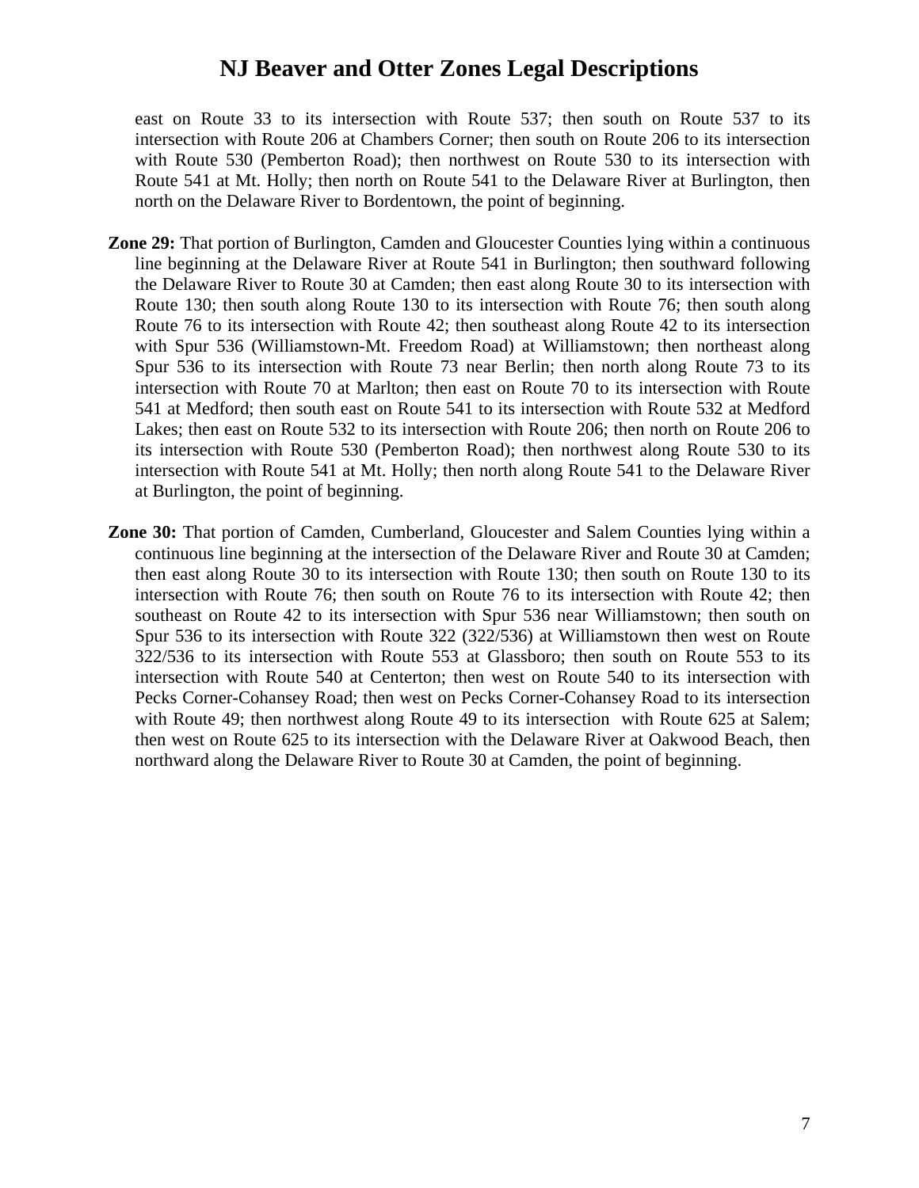east on Route 33 to its intersection with Route 537; then south on Route 537 to its intersection with Route 206 at Chambers Corner; then south on Route 206 to its intersection with Route 530 (Pemberton Road); then northwest on Route 530 to its intersection with Route 541 at Mt. Holly; then north on Route 541 to the Delaware River at Burlington, then north on the Delaware River to Bordentown, the point of beginning.

**Zone 29:** That portion of Burlington, Camden and Gloucester Counties lying within a continuous line beginning at the Delaware River at Route 541 in Burlington; then southward following the Delaware River to Route 30 at Camden; then east along Route 30 to its intersection with Route 130; then south along Route 130 to its intersection with Route 76; then south along Route 76 to its intersection with Route 42; then southeast along Route 42 to its intersection with Spur 536 (Williamstown-Mt. Freedom Road) at Williamstown; then northeast along Spur 536 to its intersection with Route 73 near Berlin; then north along Route 73 to its intersection with Route 70 at Marlton; then east on Route 70 to its intersection with Route 541 at Medford; then south east on Route 541 to its intersection with Route 532 at Medford Lakes; then east on Route 532 to its intersection with Route 206; then north on Route 206 to its intersection with Route 530 (Pemberton Road); then northwest along Route 530 to its intersection with Route 541 at Mt. Holly; then north along Route 541 to the Delaware River at Burlington, the point of beginning.

**Zone 30:** That portion of Camden, Cumberland, Gloucester and Salem Counties lying within a continuous line beginning at the intersection of the Delaware River and Route 30 at Camden; then east along Route 30 to its intersection with Route 130; then south on Route 130 to its intersection with Route 76; then south on Route 76 to its intersection with Route 42; then southeast on Route 42 to its intersection with Spur 536 near Williamstown; then south on Spur 536 to its intersection with Route 322 (322/536) at Williamstown then west on Route 322/536 to its intersection with Route 553 at Glassboro; then south on Route 553 to its intersection with Route 540 at Centerton; then west on Route 540 to its intersection with Pecks Corner-Cohansey Road; then west on Pecks Corner-Cohansey Road to its intersection with Route 49; then northwest along Route 49 to its intersection with Route 625 at Salem; then west on Route 625 to its intersection with the Delaware River at Oakwood Beach, then northward along the Delaware River to Route 30 at Camden, the point of beginning.